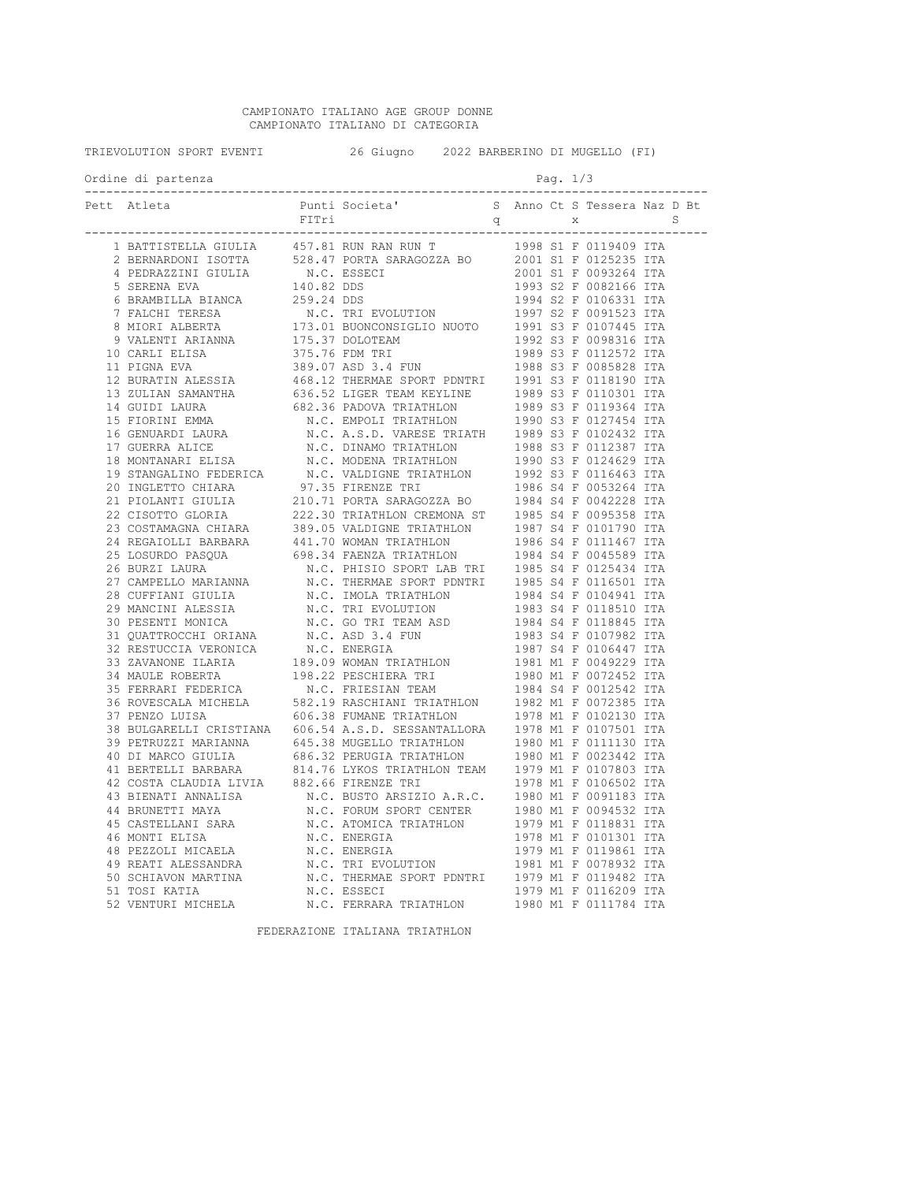CAMPIONATO ITALIANO AGE GROUP DONNE
CAMPIONATO ITALIANO DI CATEGORIA

TRIEVOLUTION SPORT EVENTI 26 Giugno 2022 BARBERINO DI MUGELLO (FI)

Ordine di partenza

| Pett | Atleta | Punti FITri | Societa' | Sq | Anno | Ct | Sx | Tessera | Naz | D | Bt S |
|---|---|---|---|---|---|---|---|---|---|---|---|
| 1 | BATTISTELLA GIULIA | 457.81 | RUN RAN RUN T | | 1998 | S1 | F | 0119409 | ITA | | |
| 2 | BERNARDONI ISOTTA | 528.47 | PORTA SARAGOZZA BO | | 2001 | S1 | F | 0125235 | ITA | | |
| 4 | PEDRAZZINI GIULIA | N.C. | ESSECI | | 2001 | S1 | F | 0093264 | ITA | | |
| 5 | SERENA EVA | 140.82 | DDS | | 1993 | S2 | F | 0082166 | ITA | | |
| 6 | BRAMBILLA BIANCA | 259.24 | DDS | | 1994 | S2 | F | 0106331 | ITA | | |
| 7 | FALCHI TERESA | N.C. | TRI EVOLUTION | | 1997 | S2 | F | 0091523 | ITA | | |
| 8 | MIORI ALBERTA | 173.01 | BUONCONSIGLIO NUOTO | | 1991 | S3 | F | 0107445 | ITA | | |
| 9 | VALENTI ARIANNA | 175.37 | DOLOTEAM | | 1992 | S3 | F | 0098316 | ITA | | |
| 10 | CARLI ELISA | 375.76 | FDM TRI | | 1989 | S3 | F | 0112572 | ITA | | |
| 11 | PIGNA EVA | 389.07 | ASD 3.4 FUN | | 1988 | S3 | F | 0085828 | ITA | | |
| 12 | BURATIN ALESSIA | 468.12 | THERMAE SPORT PDNTRI | | 1991 | S3 | F | 0118190 | ITA | | |
| 13 | ZULIAN SAMANTHA | 636.52 | LIGER TEAM KEYLINE | | 1989 | S3 | F | 0110301 | ITA | | |
| 14 | GUIDI LAURA | 682.36 | PADOVA TRIATHLON | | 1989 | S3 | F | 0119364 | ITA | | |
| 15 | FIORINI EMMA | N.C. | EMPOLI TRIATHLON | | 1990 | S3 | F | 0127454 | ITA | | |
| 16 | GENUARDI LAURA | N.C. | A.S.D. VARESE TRIATH | | 1989 | S3 | F | 0102432 | ITA | | |
| 17 | GUERRA ALICE | N.C. | DINAMO TRIATHLON | | 1988 | S3 | F | 0112387 | ITA | | |
| 18 | MONTANARI ELISA | N.C. | MODENA TRIATHLON | | 1990 | S3 | F | 0124629 | ITA | | |
| 19 | STANGALINO FEDERICA | N.C. | VALDIGNE TRIATHLON | | 1992 | S3 | F | 0116463 | ITA | | |
| 20 | INGLETTO CHIARA | 97.35 | FIRENZE TRI | | 1986 | S4 | F | 0053264 | ITA | | |
| 21 | PIOLANTI GIULIA | 210.71 | PORTA SARAGOZZA BO | | 1984 | S4 | F | 0042228 | ITA | | |
| 22 | CISOTTO GLORIA | 222.30 | TRIATHLON CREMONA ST | | 1985 | S4 | F | 0095358 | ITA | | |
| 23 | COSTAMAGNA CHIARA | 389.05 | VALDIGNE TRIATHLON | | 1987 | S4 | F | 0101790 | ITA | | |
| 24 | REGAIOLLI BARBARA | 441.70 | WOMAN TRIATHLON | | 1986 | S4 | F | 0111467 | ITA | | |
| 25 | LOSURDO PASQUA | 698.34 | FAENZA TRIATHLON | | 1984 | S4 | F | 0045589 | ITA | | |
| 26 | BURZI LAURA | N.C. | PHISIO SPORT LAB TRI | | 1985 | S4 | F | 0125434 | ITA | | |
| 27 | CAMPELLO MARIANNA | N.C. | THERMAE SPORT PDNTRI | | 1985 | S4 | F | 0116501 | ITA | | |
| 28 | CUFFIANI GIULIA | N.C. | IMOLA TRIATHLON | | 1984 | S4 | F | 0104941 | ITA | | |
| 29 | MANCINI ALESSIA | N.C. | TRI EVOLUTION | | 1983 | S4 | F | 0118510 | ITA | | |
| 30 | PESENTI MONICA | N.C. | GO TRI TEAM ASD | | 1984 | S4 | F | 0118845 | ITA | | |
| 31 | QUATTROCCHI ORIANA | N.C. | ASD 3.4 FUN | | 1983 | S4 | F | 0107982 | ITA | | |
| 32 | RESTUCCIA VERONICA | N.C. | ENERGIA | | 1987 | S4 | F | 0106447 | ITA | | |
| 33 | ZAVANONE ILARIA | 189.09 | WOMAN TRIATHLON | | 1981 | M1 | F | 0049229 | ITA | | |
| 34 | MAULE ROBERTA | 198.22 | PESCHIERA TRI | | 1980 | M1 | F | 0072452 | ITA | | |
| 35 | FERRARI FEDERICA | N.C. | FRIESIAN TEAM | | 1984 | S4 | F | 0012542 | ITA | | |
| 36 | ROVESCALA MICHELA | 582.19 | RASCHIANI TRIATHLON | | 1982 | M1 | F | 0072385 | ITA | | |
| 37 | PENZO LUISA | 606.38 | FUMANE TRIATHLON | | 1978 | M1 | F | 0102130 | ITA | | |
| 38 | BULGARELLI CRISTIANA | 606.54 | A.S.D. SESSANTALLORA | | 1978 | M1 | F | 0107501 | ITA | | |
| 39 | PETRUZZI MARIANNA | 645.38 | MUGELLO TRIATHLON | | 1980 | M1 | F | 0111130 | ITA | | |
| 40 | DI MARCO GIULIA | 686.32 | PERUGIA TRIATHLON | | 1980 | M1 | F | 0023442 | ITA | | |
| 41 | BERTELLI BARBARA | 814.76 | LYKOS TRIATHLON TEAM | | 1979 | M1 | F | 0107803 | ITA | | |
| 42 | COSTA CLAUDIA LIVIA | 882.66 | FIRENZE TRI | | 1978 | M1 | F | 0106502 | ITA | | |
| 43 | BIENATI ANNALISA | N.C. | BUSTO ARSIZIO A.R.C. | | 1980 | M1 | F | 0091183 | ITA | | |
| 44 | BRUNETTI MAYA | N.C. | FORUM SPORT CENTER | | 1980 | M1 | F | 0094532 | ITA | | |
| 45 | CASTELLANI SARA | N.C. | ATOMICA TRIATHLON | | 1979 | M1 | F | 0118831 | ITA | | |
| 46 | MONTI ELISA | N.C. | ENERGIA | | 1978 | M1 | F | 0101301 | ITA | | |
| 48 | PEZZOLI MICAELA | N.C. | ENERGIA | | 1979 | M1 | F | 0119861 | ITA | | |
| 49 | REATI ALESSANDRA | N.C. | TRI EVOLUTION | | 1981 | M1 | F | 0078932 | ITA | | |
| 50 | SCHIAVON MARTINA | N.C. | THERMAE SPORT PDNTRI | | 1979 | M1 | F | 0119482 | ITA | | |
| 51 | TOSI KATIA | N.C. | ESSECI | | 1979 | M1 | F | 0116209 | ITA | | |
| 52 | VENTURI MICHELA | N.C. | FERRARA TRIATHLON | | 1980 | M1 | F | 0111784 | ITA | | |

FEDERAZIONE ITALIANA TRIATHLON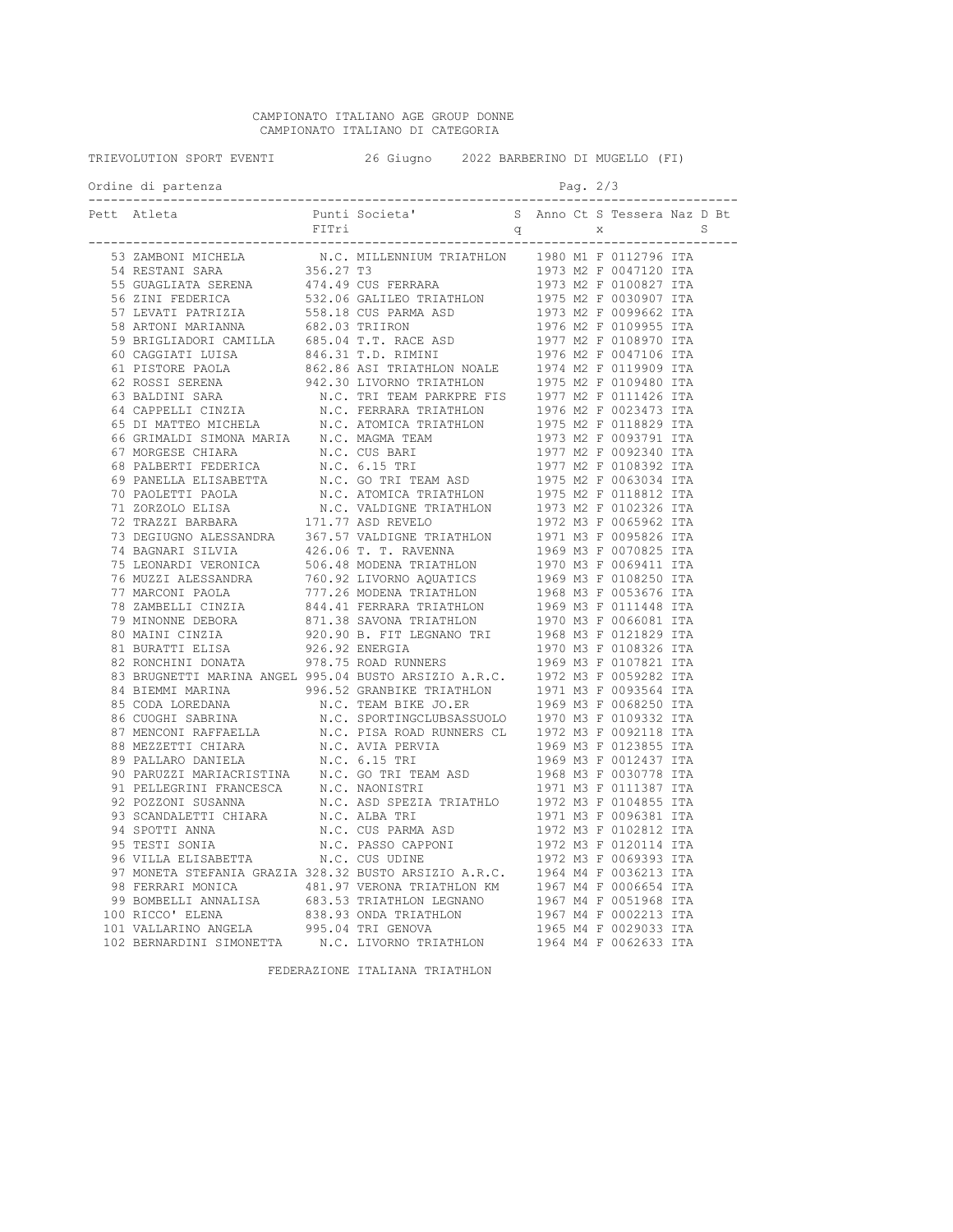CAMPIONATO ITALIANO AGE GROUP DONNE
CAMPIONATO ITALIANO DI CATEGORIA

TRIEVOLUTION SPORT EVENTI 26 Giugno 2022 BARBERINO DI MUGELLO (FI)

Ordine di partenza

| Pett | Atleta | Punti FITri | Societa' | Sq | Anno | Ct | Sx | Tessera | Naz | D | Bt S |
|---|---|---|---|---|---|---|---|---|---|---|---|
| 53 | ZAMBONI MICHELA | N.C. | MILLENNIUM TRIATHLON | | 1980 | M1 | F | 0112796 | ITA | | |
| 54 | RESTANI SARA | 356.27 | T3 | | 1973 | M2 | F | 0047120 | ITA | | |
| 55 | GUAGLIATA SERENA | 474.49 | CUS FERRARA | | 1973 | M2 | F | 0100827 | ITA | | |
| 56 | ZINI FEDERICA | 532.06 | GALILEO TRIATHLON | | 1975 | M2 | F | 0030907 | ITA | | |
| 57 | LEVATI PATRIZIA | 558.18 | CUS PARMA ASD | | 1973 | M2 | F | 0099662 | ITA | | |
| 58 | ARTONI MARIANNA | 682.03 | TRIIRON | | 1976 | M2 | F | 0109955 | ITA | | |
| 59 | BRIGLIADORI CAMILLA | 685.04 | T.T. RACE ASD | | 1977 | M2 | F | 0108970 | ITA | | |
| 60 | CAGGIATI LUISA | 846.31 | T.D. RIMINI | | 1976 | M2 | F | 0047106 | ITA | | |
| 61 | PISTORE PAOLA | 862.86 | ASI TRIATHLON NOALE | | 1974 | M2 | F | 0119909 | ITA | | |
| 62 | ROSSI SERENA | 942.30 | LIVORNO TRIATHLON | | 1975 | M2 | F | 0109480 | ITA | | |
| 63 | BALDINI SARA | N.C. | TRI TEAM PARKPRE FIS | | 1977 | M2 | F | 0111426 | ITA | | |
| 64 | CAPPELLI CINZIA | N.C. | FERRARA TRIATHLON | | 1976 | M2 | F | 0023473 | ITA | | |
| 65 | DI MATTEO MICHELA | N.C. | ATOMICA TRIATHLON | | 1975 | M2 | F | 0118829 | ITA | | |
| 66 | GRIMALDI SIMONA MARIA | N.C. | MAGMA TEAM | | 1973 | M2 | F | 0093791 | ITA | | |
| 67 | MORGESE CHIARA | N.C. | CUS BARI | | 1977 | M2 | F | 0092340 | ITA | | |
| 68 | PALBERTI FEDERICA | N.C. | 6.15 TRI | | 1977 | M2 | F | 0108392 | ITA | | |
| 69 | PANELLA ELISABETTA | N.C. | GO TRI TEAM ASD | | 1975 | M2 | F | 0063034 | ITA | | |
| 70 | PAOLETTI PAOLA | N.C. | ATOMICA TRIATHLON | | 1975 | M2 | F | 0118812 | ITA | | |
| 71 | ZORZOLO ELISA | N.C. | VALDIGNE TRIATHLON | | 1973 | M2 | F | 0102326 | ITA | | |
| 72 | TRAZZI BARBARA | 171.77 | ASD REVELO | | 1972 | M3 | F | 0065962 | ITA | | |
| 73 | DEGIUGNO ALESSANDRA | 367.57 | VALDIGNE TRIATHLON | | 1971 | M3 | F | 0095826 | ITA | | |
| 74 | BAGNARI SILVIA | 426.06 | T. T. RAVENNA | | 1969 | M3 | F | 0070825 | ITA | | |
| 75 | LEONARDI VERONICA | 506.48 | MODENA TRIATHLON | | 1970 | M3 | F | 0069411 | ITA | | |
| 76 | MUZZI ALESSANDRA | 760.92 | LIVORNO AQUATICS | | 1969 | M3 | F | 0108250 | ITA | | |
| 77 | MARCONI PAOLA | 777.26 | MODENA TRIATHLON | | 1968 | M3 | F | 0053676 | ITA | | |
| 78 | ZAMBELLI CINZIA | 844.41 | FERRARA TRIATHLON | | 1969 | M3 | F | 0111448 | ITA | | |
| 79 | MINONNE DEBORA | 871.38 | SAVONA TRIATHLON | | 1970 | M3 | F | 0066081 | ITA | | |
| 80 | MAINI CINZIA | 920.90 | B. FIT LEGNANO TRI | | 1968 | M3 | F | 0121829 | ITA | | |
| 81 | BURATTI ELISA | 926.92 | ENERGIA | | 1970 | M3 | F | 0108326 | ITA | | |
| 82 | RONCHINI DONATA | 978.75 | ROAD RUNNERS | | 1969 | M3 | F | 0107821 | ITA | | |
| 83 | BRUGNETTI MARINA ANGEL | 995.04 | BUSTO ARSIZIO A.R.C. | | 1972 | M3 | F | 0059282 | ITA | | |
| 84 | BIEMMI MARINA | 996.52 | GRANBIKE TRIATHLON | | 1971 | M3 | F | 0093564 | ITA | | |
| 85 | CODA LOREDANA | N.C. | TEAM BIKE JO.ER | | 1969 | M3 | F | 0068250 | ITA | | |
| 86 | CUOGHI SABRINA | N.C. | SPORTINGCLUBSASSUOLO | | 1970 | M3 | F | 0109332 | ITA | | |
| 87 | MENCONI RAFFAELLA | N.C. | PISA ROAD RUNNERS CL | | 1972 | M3 | F | 0092118 | ITA | | |
| 88 | MEZZETTI CHIARA | N.C. | AVIA PERVIA | | 1969 | M3 | F | 0123855 | ITA | | |
| 89 | PALLARO DANIELA | N.C. | 6.15 TRI | | 1969 | M3 | F | 0012437 | ITA | | |
| 90 | PARUZZI MARIACRISTINA | N.C. | GO TRI TEAM ASD | | 1968 | M3 | F | 0030778 | ITA | | |
| 91 | PELLEGRINI FRANCESCA | N.C. | NAONISTRI | | 1971 | M3 | F | 0111387 | ITA | | |
| 92 | POZZONI SUSANNA | N.C. | ASD SPEZIA TRIATHLO | | 1972 | M3 | F | 0104855 | ITA | | |
| 93 | SCANDALETTI CHIARA | N.C. | ALBA TRI | | 1971 | M3 | F | 0096381 | ITA | | |
| 94 | SPOTTI ANNA | N.C. | CUS PARMA ASD | | 1972 | M3 | F | 0102812 | ITA | | |
| 95 | TESTI SONIA | N.C. | PASSO CAPPONI | | 1972 | M3 | F | 0120114 | ITA | | |
| 96 | VILLA ELISABETTA | N.C. | CUS UDINE | | 1972 | M3 | F | 0069393 | ITA | | |
| 97 | MONETA STEFANIA GRAZIA | 328.32 | BUSTO ARSIZIO A.R.C. | | 1964 | M4 | F | 0036213 | ITA | | |
| 98 | FERRARI MONICA | 481.97 | VERONA TRIATHLON KM | | 1967 | M4 | F | 0006654 | ITA | | |
| 99 | BOMBELLI ANNALISA | 683.53 | TRIATHLON LEGNANO | | 1967 | M4 | F | 0051968 | ITA | | |
| 100 | RICCO' ELENA | 838.93 | ONDA TRIATHLON | | 1967 | M4 | F | 0002213 | ITA | | |
| 101 | VALLARINO ANGELA | 995.04 | TRI GENOVA | | 1965 | M4 | F | 0029033 | ITA | | |
| 102 | BERNARDINI SIMONETTA | N.C. | LIVORNO TRIATHLON | | 1964 | M4 | F | 0062633 | ITA | | |

FEDERAZIONE ITALIANA TRIATHLON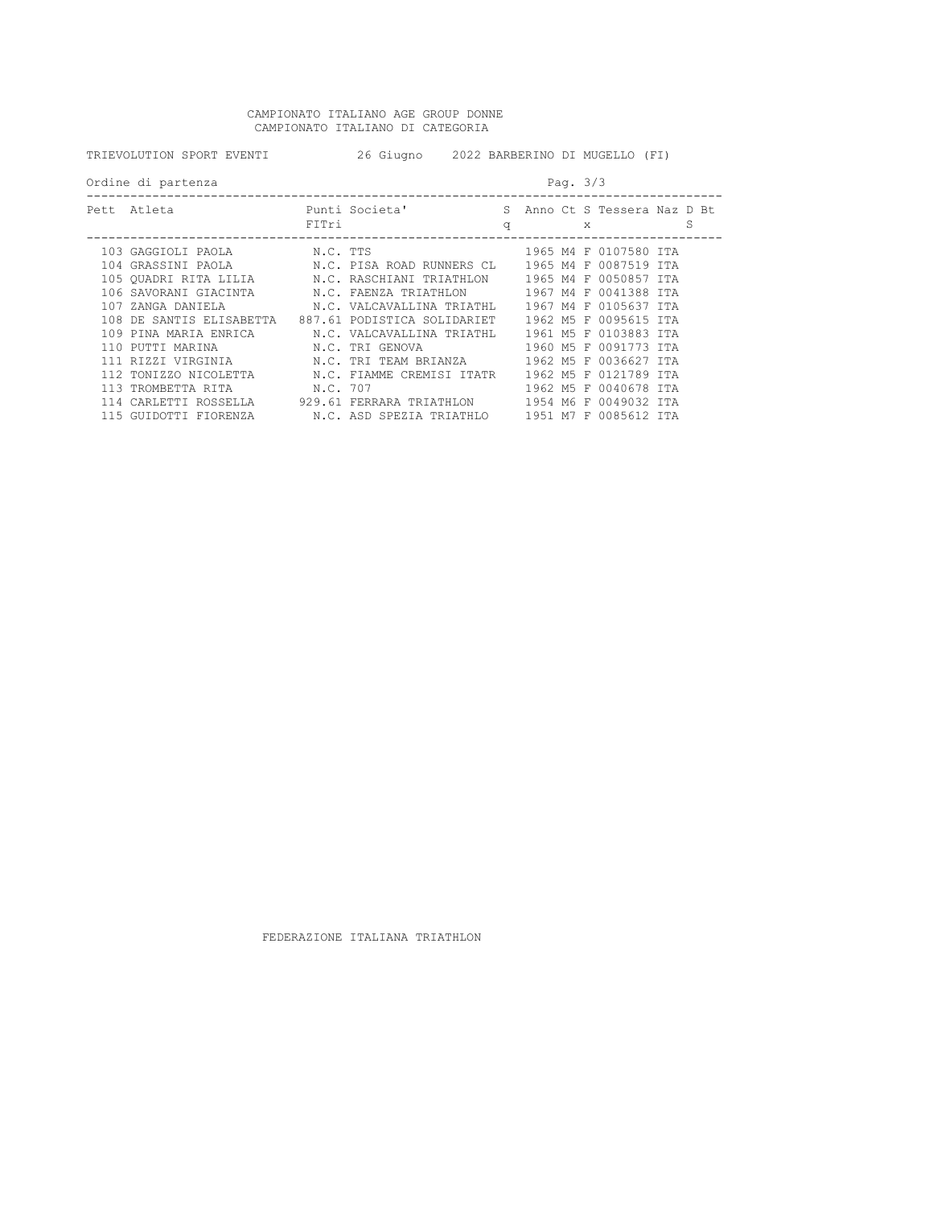CAMPIONATO ITALIANO AGE GROUP DONNE
CAMPIONATO ITALIANO DI CATEGORIA

TRIEVOLUTION SPORT EVENTI 26 Giugno 2022 BARBERINO DI MUGELLO (FI)

Ordine di partenza

| Pett | Atleta | Punti FITri | Societa' | Sq | Anno | Ct | Sx | Tessera | Naz | D | BtS |
|---|---|---|---|---|---|---|---|---|---|---|---|
| 103 | GAGGIOLI PAOLA | N.C. | TTS | | 1965 | M4 | F | 0107580 | ITA | | |
| 104 | GRASSINI PAOLA | N.C. | PISA ROAD RUNNERS CL | | 1965 | M4 | F | 0087519 | ITA | | |
| 105 | QUADRI RITA LILIA | N.C. | RASCHIANI TRIATHLON | | 1965 | M4 | F | 0050857 | ITA | | |
| 106 | SAVORANI GIACINTA | N.C. | FAENZA TRIATHLON | | 1967 | M4 | F | 0041388 | ITA | | |
| 107 | ZANGA DANIELA | N.C. | VALCAVALLINA TRIATHL | | 1967 | M4 | F | 0105637 | ITA | | |
| 108 | DE SANTIS ELISABETTA | 887.61 | PODISTICA SOLIDARIET | | 1962 | M5 | F | 0095615 | ITA | | |
| 109 | PINA MARIA ENRICA | N.C. | VALCAVALLINA TRIATHL | | 1961 | M5 | F | 0103883 | ITA | | |
| 110 | PUTTI MARINA | N.C. | TRI GENOVA | | 1960 | M5 | F | 0091773 | ITA | | |
| 111 | RIZZI VIRGINIA | N.C. | TRI TEAM BRIANZA | | 1962 | M5 | F | 0036627 | ITA | | |
| 112 | TONIZZO NICOLETTA | N.C. | FIAMME CREMISI ITATR | | 1962 | M5 | F | 0121789 | ITA | | |
| 113 | TROMBETTA RITA | N.C. | 707 | | 1962 | M5 | F | 0040678 | ITA | | |
| 114 | CARLETTI ROSSELLA | 929.61 | FERRARA TRIATHLON | | 1954 | M6 | F | 0049032 | ITA | | |
| 115 | GUIDOTTI FIORENZA | N.C. | ASD SPEZIA TRIATHLO | | 1951 | M7 | F | 0085612 | ITA | | |

FEDERAZIONE ITALIANA TRIATHLON